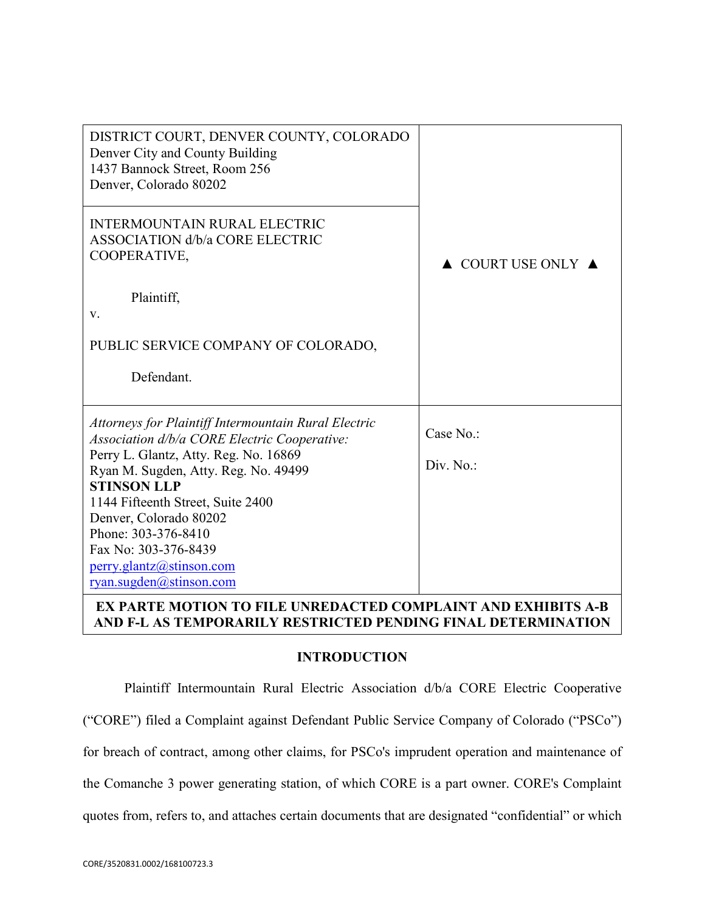| DISTRICT COURT, DENVER COUNTY, COLORADO<br>Denver City and County Building<br>1437 Bannock Street, Room 256<br>Denver, Colorado 80202 | ▲ COURT USE ONLY ▲ |
|---|---|
| INTERMOUNTAIN RURAL ELECTRIC ASSOCIATION d/b/a CORE ELECTRIC COOPERATIVE,<br><br>Plaintiff,<br>v.<br><br>PUBLIC SERVICE COMPANY OF COLORADO,<br><br>Defendant. | |
| *Attorneys for Plaintiff Intermountain Rural Electric Association d/b/a CORE Electric Cooperative:*<br>Perry L. Glantz, Atty. Reg. No. 16869<br>Ryan M. Sugden, Atty. Reg. No. 49499<br>**STINSON LLP**<br>1144 Fifteenth Street, Suite 2400<br>Denver, Colorado 80202<br>Phone: 303-376-8410<br>Fax No: 303-376-8439<br>perry.glantz@stinson.com<br>ryan.sugden@stinson.com | Case No.:<br><br>Div. No.: |

**EX PARTE MOTION TO FILE UNREDACTED COMPLAINT AND EXHIBITS A-B AND F-L AS TEMPORARILY RESTRICTED PENDING FINAL DETERMINATION**

## INTRODUCTION

Plaintiff Intermountain Rural Electric Association d/b/a CORE Electric Cooperative ("CORE") filed a Complaint against Defendant Public Service Company of Colorado ("PSCo") for breach of contract, among other claims, for PSCo's imprudent operation and maintenance of the Comanche 3 power generating station, of which CORE is a part owner. CORE's Complaint quotes from, refers to, and attaches certain documents that are designated "confidential" or which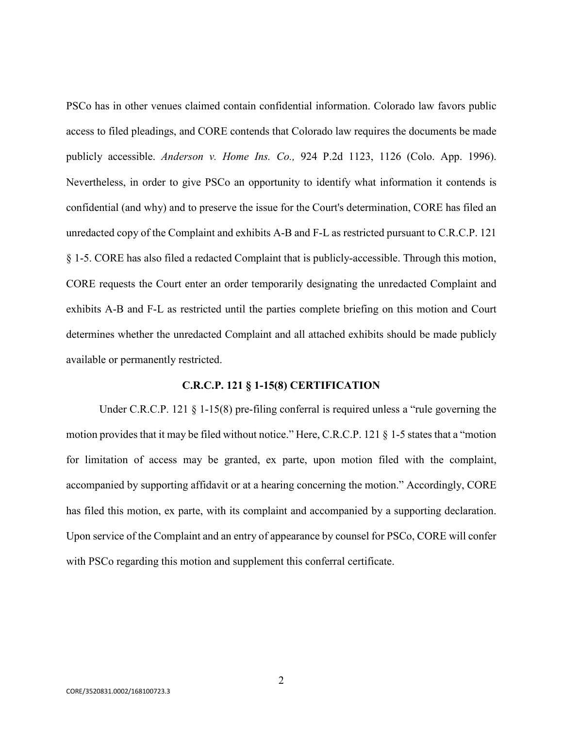PSCo has in other venues claimed contain confidential information. Colorado law favors public access to filed pleadings, and CORE contends that Colorado law requires the documents be made publicly accessible. *Anderson v. Home Ins. Co.,* 924 P.2d 1123, 1126 (Colo. App. 1996). Nevertheless, in order to give PSCo an opportunity to identify what information it contends is confidential (and why) and to preserve the issue for the Court's determination, CORE has filed an unredacted copy of the Complaint and exhibits A-B and F-L as restricted pursuant to C.R.C.P. 121 § 1-5. CORE has also filed a redacted Complaint that is publicly-accessible. Through this motion, CORE requests the Court enter an order temporarily designating the unredacted Complaint and exhibits A-B and F-L as restricted until the parties complete briefing on this motion and Court determines whether the unredacted Complaint and all attached exhibits should be made publicly available or permanently restricted.

## C.R.C.P. 121 § 1-15(8) CERTIFICATION

Under C.R.C.P. 121 § 1-15(8) pre-filing conferral is required unless a "rule governing the motion provides that it may be filed without notice." Here, C.R.C.P. 121 § 1-5 states that a "motion for limitation of access may be granted, ex parte, upon motion filed with the complaint, accompanied by supporting affidavit or at a hearing concerning the motion." Accordingly, CORE has filed this motion, ex parte, with its complaint and accompanied by a supporting declaration. Upon service of the Complaint and an entry of appearance by counsel for PSCo, CORE will confer with PSCo regarding this motion and supplement this conferral certificate.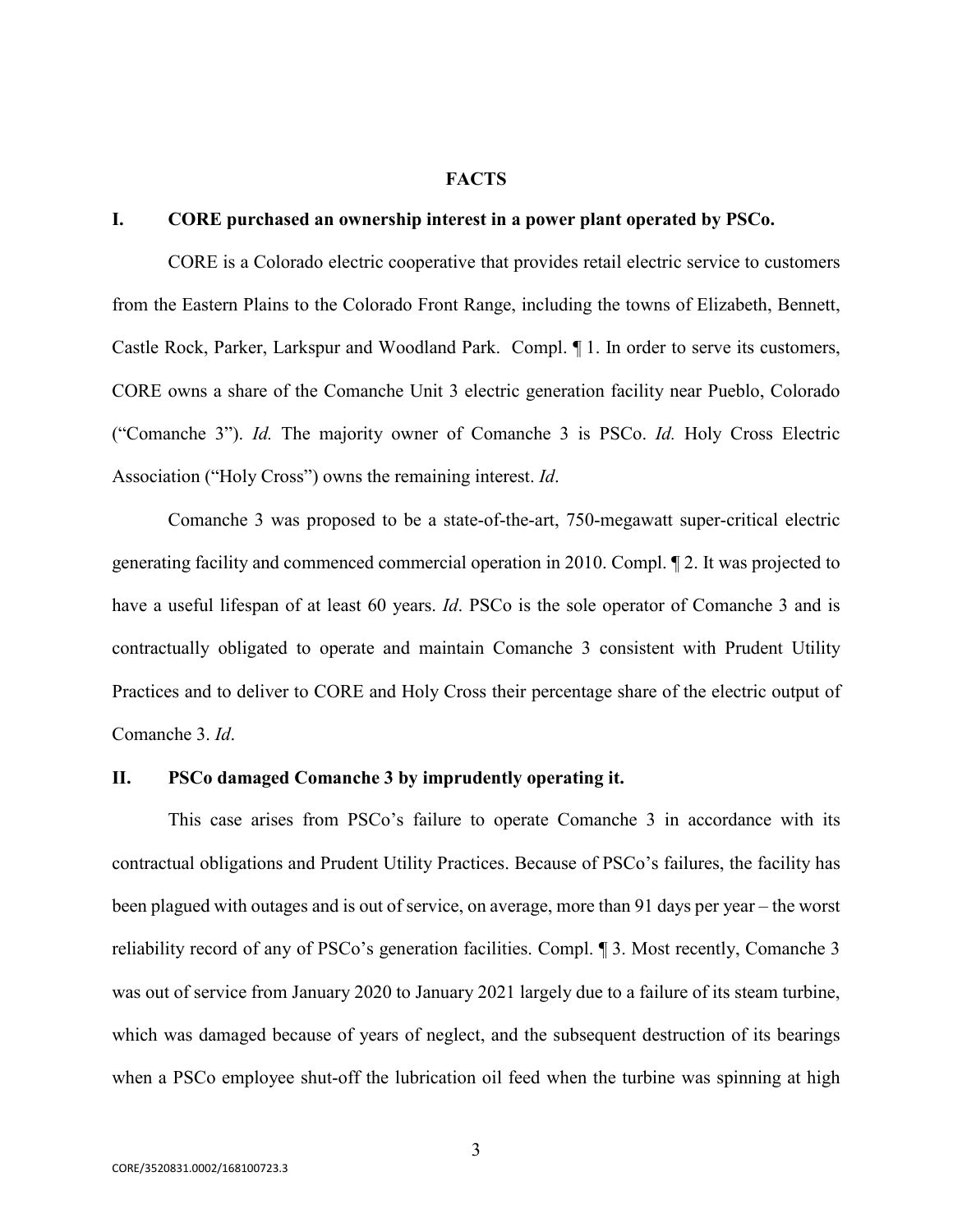## FACTS

### I. CORE purchased an ownership interest in a power plant operated by PSCo.

CORE is a Colorado electric cooperative that provides retail electric service to customers from the Eastern Plains to the Colorado Front Range, including the towns of Elizabeth, Bennett, Castle Rock, Parker, Larkspur and Woodland Park. Compl. ¶ 1. In order to serve its customers, CORE owns a share of the Comanche Unit 3 electric generation facility near Pueblo, Colorado ("Comanche 3"). *Id.* The majority owner of Comanche 3 is PSCo. *Id.* Holy Cross Electric Association ("Holy Cross") owns the remaining interest. *Id*.

Comanche 3 was proposed to be a state-of-the-art, 750-megawatt super-critical electric generating facility and commenced commercial operation in 2010. Compl. ¶ 2. It was projected to have a useful lifespan of at least 60 years. *Id*. PSCo is the sole operator of Comanche 3 and is contractually obligated to operate and maintain Comanche 3 consistent with Prudent Utility Practices and to deliver to CORE and Holy Cross their percentage share of the electric output of Comanche 3. *Id*.

### II. PSCo damaged Comanche 3 by imprudently operating it.

This case arises from PSCo's failure to operate Comanche 3 in accordance with its contractual obligations and Prudent Utility Practices. Because of PSCo's failures, the facility has been plagued with outages and is out of service, on average, more than 91 days per year – the worst reliability record of any of PSCo's generation facilities. Compl. ¶ 3. Most recently, Comanche 3 was out of service from January 2020 to January 2021 largely due to a failure of its steam turbine, which was damaged because of years of neglect, and the subsequent destruction of its bearings when a PSCo employee shut-off the lubrication oil feed when the turbine was spinning at high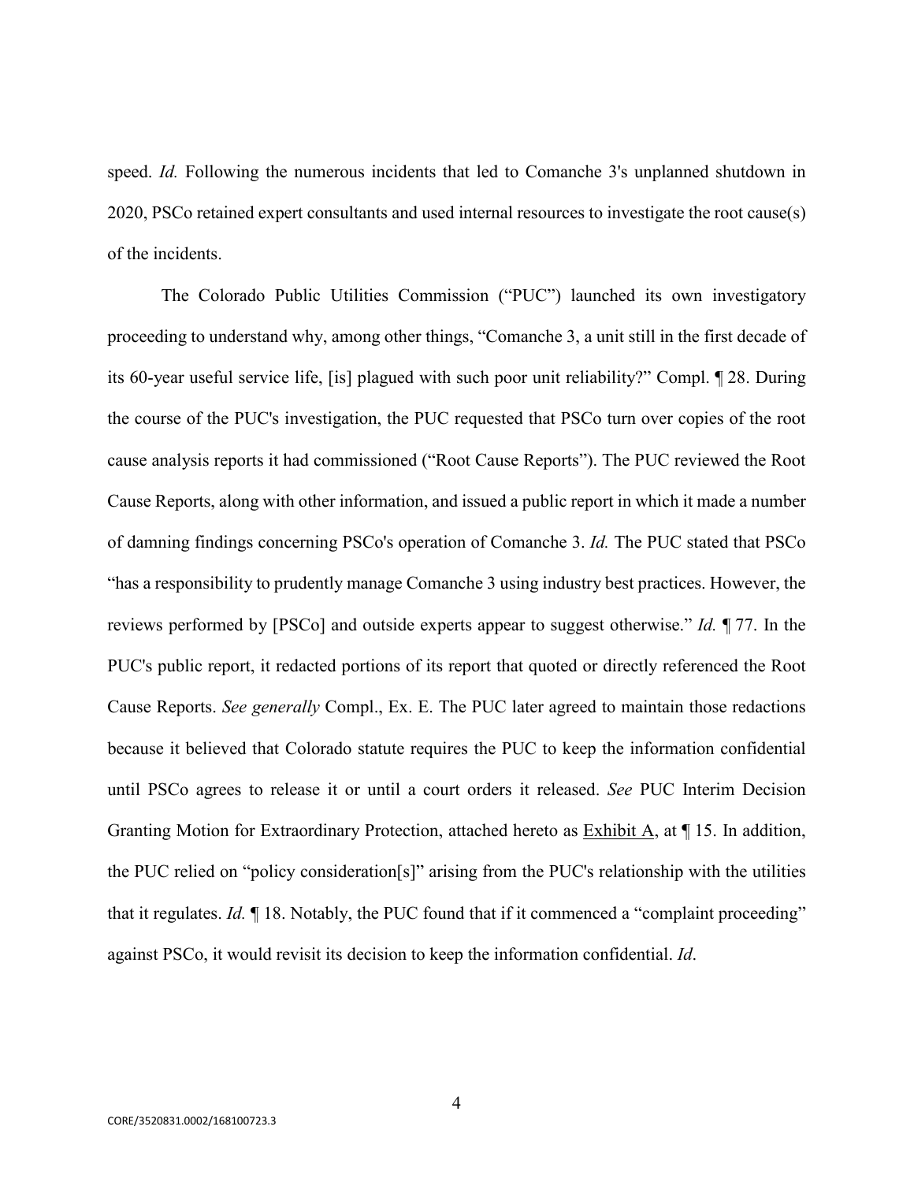speed. *Id.* Following the numerous incidents that led to Comanche 3's unplanned shutdown in 2020, PSCo retained expert consultants and used internal resources to investigate the root cause(s) of the incidents.

The Colorado Public Utilities Commission ("PUC") launched its own investigatory proceeding to understand why, among other things, "Comanche 3, a unit still in the first decade of its 60-year useful service life, [is] plagued with such poor unit reliability?" Compl. ¶ 28. During the course of the PUC's investigation, the PUC requested that PSCo turn over copies of the root cause analysis reports it had commissioned ("Root Cause Reports"). The PUC reviewed the Root Cause Reports, along with other information, and issued a public report in which it made a number of damning findings concerning PSCo's operation of Comanche 3. *Id.* The PUC stated that PSCo "has a responsibility to prudently manage Comanche 3 using industry best practices. However, the reviews performed by [PSCo] and outside experts appear to suggest otherwise." *Id.* ¶ 77. In the PUC's public report, it redacted portions of its report that quoted or directly referenced the Root Cause Reports. *See generally* Compl., Ex. E. The PUC later agreed to maintain those redactions because it believed that Colorado statute requires the PUC to keep the information confidential until PSCo agrees to release it or until a court orders it released. *See* PUC Interim Decision Granting Motion for Extraordinary Protection, attached hereto as Exhibit A, at ¶ 15. In addition, the PUC relied on "policy consideration[s]" arising from the PUC's relationship with the utilities that it regulates. *Id.* ¶ 18. Notably, the PUC found that if it commenced a "complaint proceeding" against PSCo, it would revisit its decision to keep the information confidential. *Id*.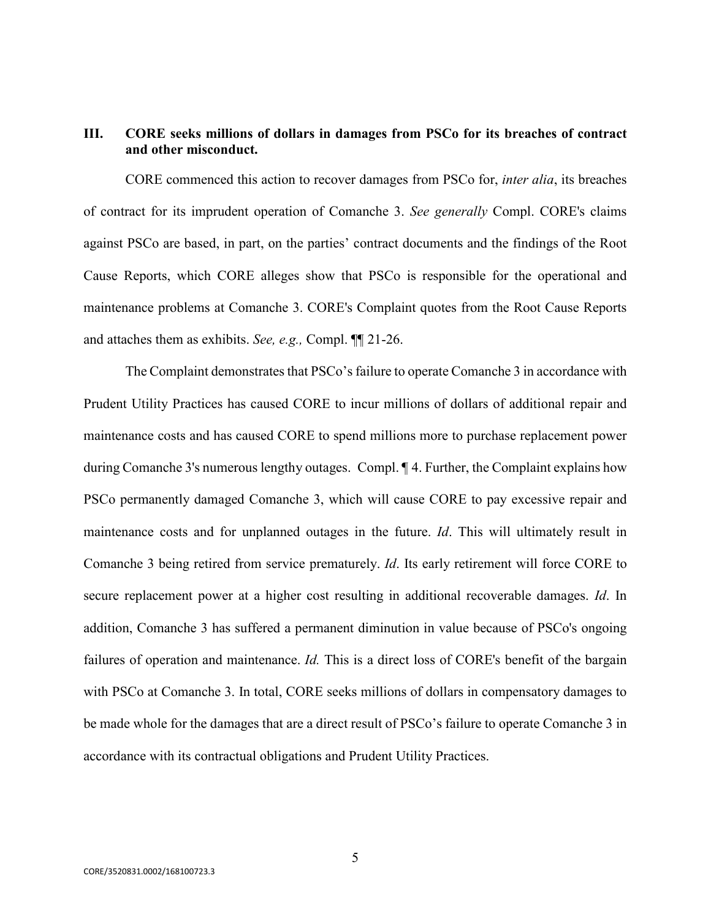## III. CORE seeks millions of dollars in damages from PSCo for its breaches of contract and other misconduct.

CORE commenced this action to recover damages from PSCo for, *inter alia*, its breaches of contract for its imprudent operation of Comanche 3. *See generally* Compl. CORE's claims against PSCo are based, in part, on the parties' contract documents and the findings of the Root Cause Reports, which CORE alleges show that PSCo is responsible for the operational and maintenance problems at Comanche 3. CORE's Complaint quotes from the Root Cause Reports and attaches them as exhibits. *See, e.g.,* Compl. ¶¶ 21-26.

The Complaint demonstrates that PSCo's failure to operate Comanche 3 in accordance with Prudent Utility Practices has caused CORE to incur millions of dollars of additional repair and maintenance costs and has caused CORE to spend millions more to purchase replacement power during Comanche 3's numerous lengthy outages. Compl. ¶ 4. Further, the Complaint explains how PSCo permanently damaged Comanche 3, which will cause CORE to pay excessive repair and maintenance costs and for unplanned outages in the future. *Id*. This will ultimately result in Comanche 3 being retired from service prematurely. *Id*. Its early retirement will force CORE to secure replacement power at a higher cost resulting in additional recoverable damages. *Id*. In addition, Comanche 3 has suffered a permanent diminution in value because of PSCo's ongoing failures of operation and maintenance. *Id.* This is a direct loss of CORE's benefit of the bargain with PSCo at Comanche 3. In total, CORE seeks millions of dollars in compensatory damages to be made whole for the damages that are a direct result of PSCo's failure to operate Comanche 3 in accordance with its contractual obligations and Prudent Utility Practices.

CORE/3520831.0002/168100723.3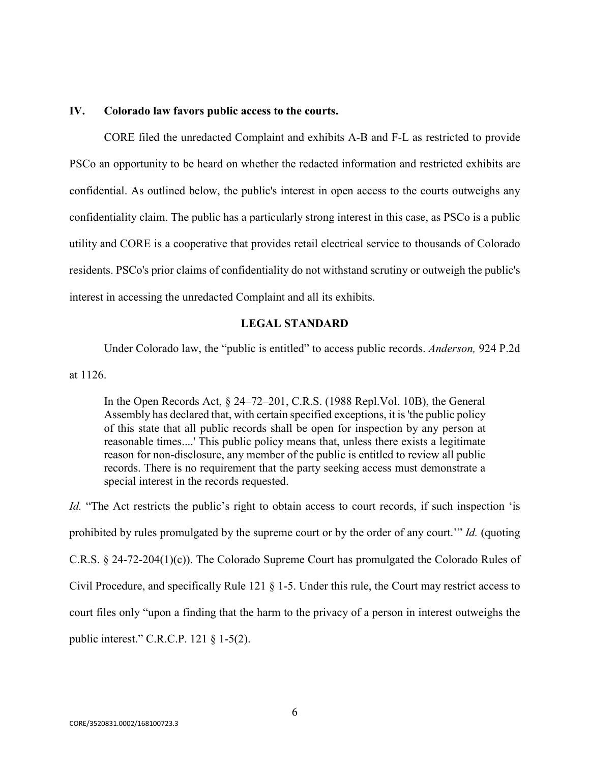## IV. Colorado law favors public access to the courts.

CORE filed the unredacted Complaint and exhibits A-B and F-L as restricted to provide PSCo an opportunity to be heard on whether the redacted information and restricted exhibits are confidential. As outlined below, the public's interest in open access to the courts outweighs any confidentiality claim. The public has a particularly strong interest in this case, as PSCo is a public utility and CORE is a cooperative that provides retail electrical service to thousands of Colorado residents. PSCo's prior claims of confidentiality do not withstand scrutiny or outweigh the public's interest in accessing the unredacted Complaint and all its exhibits.

### LEGAL STANDARD

Under Colorado law, the "public is entitled" to access public records. *Anderson,* 924 P.2d at 1126.

> In the Open Records Act, § 24–72–201, C.R.S. (1988 Repl.Vol. 10B), the General Assembly has declared that, with certain specified exceptions, it is 'the public policy of this state that all public records shall be open for inspection by any person at reasonable times....' This public policy means that, unless there exists a legitimate reason for non-disclosure, any member of the public is entitled to review all public records. There is no requirement that the party seeking access must demonstrate a special interest in the records requested.

*Id.* "The Act restricts the public's right to obtain access to court records, if such inspection 'is prohibited by rules promulgated by the supreme court or by the order of any court.'" *Id.* (quoting C.R.S. § 24-72-204(1)(c)). The Colorado Supreme Court has promulgated the Colorado Rules of Civil Procedure, and specifically Rule 121 § 1-5. Under this rule, the Court may restrict access to court files only "upon a finding that the harm to the privacy of a person in interest outweighs the public interest." C.R.C.P. 121 § 1-5(2).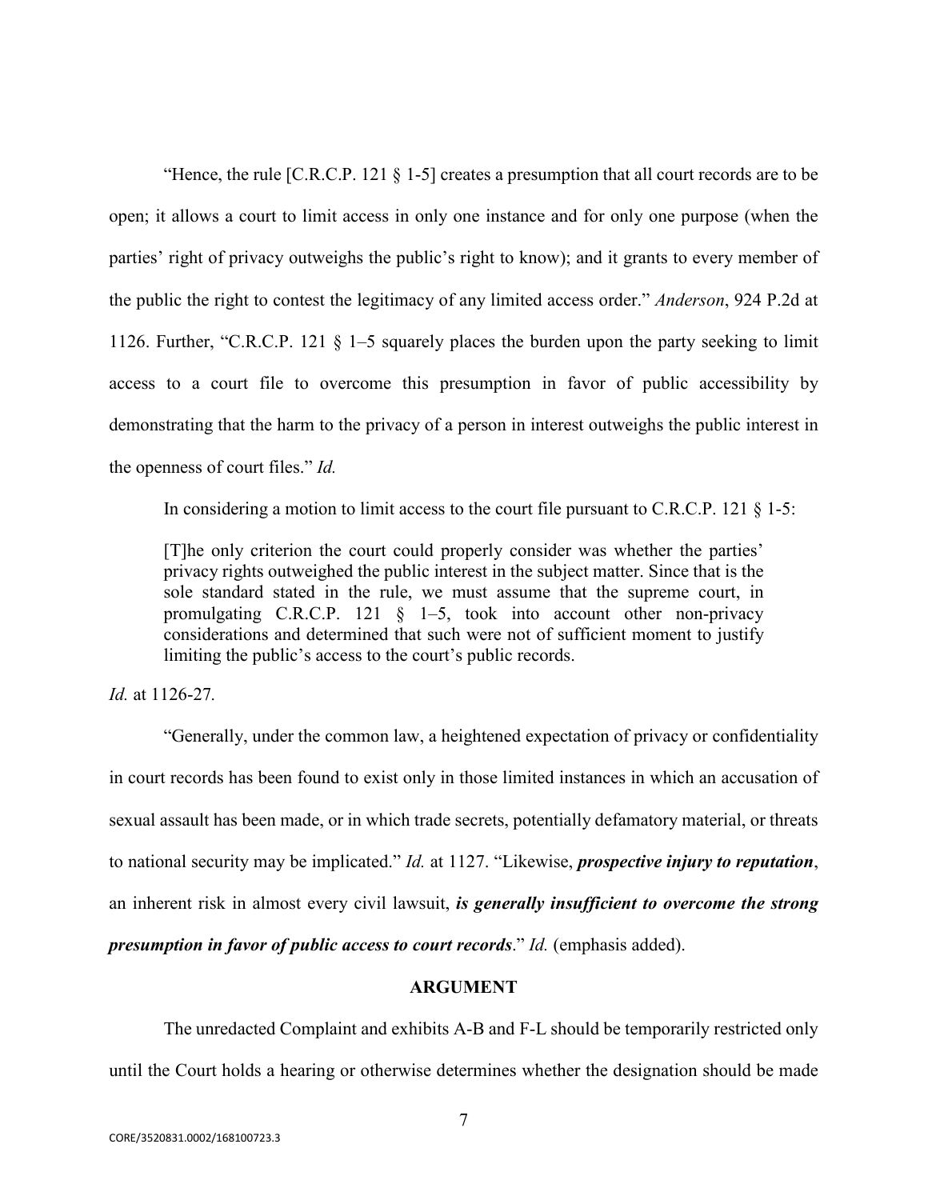"Hence, the rule [C.R.C.P. 121 § 1-5] creates a presumption that all court records are to be open; it allows a court to limit access in only one instance and for only one purpose (when the parties' right of privacy outweighs the public's right to know); and it grants to every member of the public the right to contest the legitimacy of any limited access order." *Anderson*, 924 P.2d at 1126. Further, "C.R.C.P. 121 § 1–5 squarely places the burden upon the party seeking to limit access to a court file to overcome this presumption in favor of public accessibility by demonstrating that the harm to the privacy of a person in interest outweighs the public interest in the openness of court files." *Id.*

In considering a motion to limit access to the court file pursuant to C.R.C.P. 121 § 1-5:

> [T]he only criterion the court could properly consider was whether the parties' privacy rights outweighed the public interest in the subject matter. Since that is the sole standard stated in the rule, we must assume that the supreme court, in promulgating C.R.C.P. 121 § 1–5, took into account other non-privacy considerations and determined that such were not of sufficient moment to justify limiting the public's access to the court's public records.

*Id.* at 1126-27.

"Generally, under the common law, a heightened expectation of privacy or confidentiality in court records has been found to exist only in those limited instances in which an accusation of sexual assault has been made, or in which trade secrets, potentially defamatory material, or threats to national security may be implicated." *Id.* at 1127. "Likewise, ***prospective injury to reputation***, an inherent risk in almost every civil lawsuit, ***is generally insufficient to overcome the strong presumption in favor of public access to court records***." *Id.* (emphasis added).

## ARGUMENT

The unredacted Complaint and exhibits A-B and F-L should be temporarily restricted only until the Court holds a hearing or otherwise determines whether the designation should be made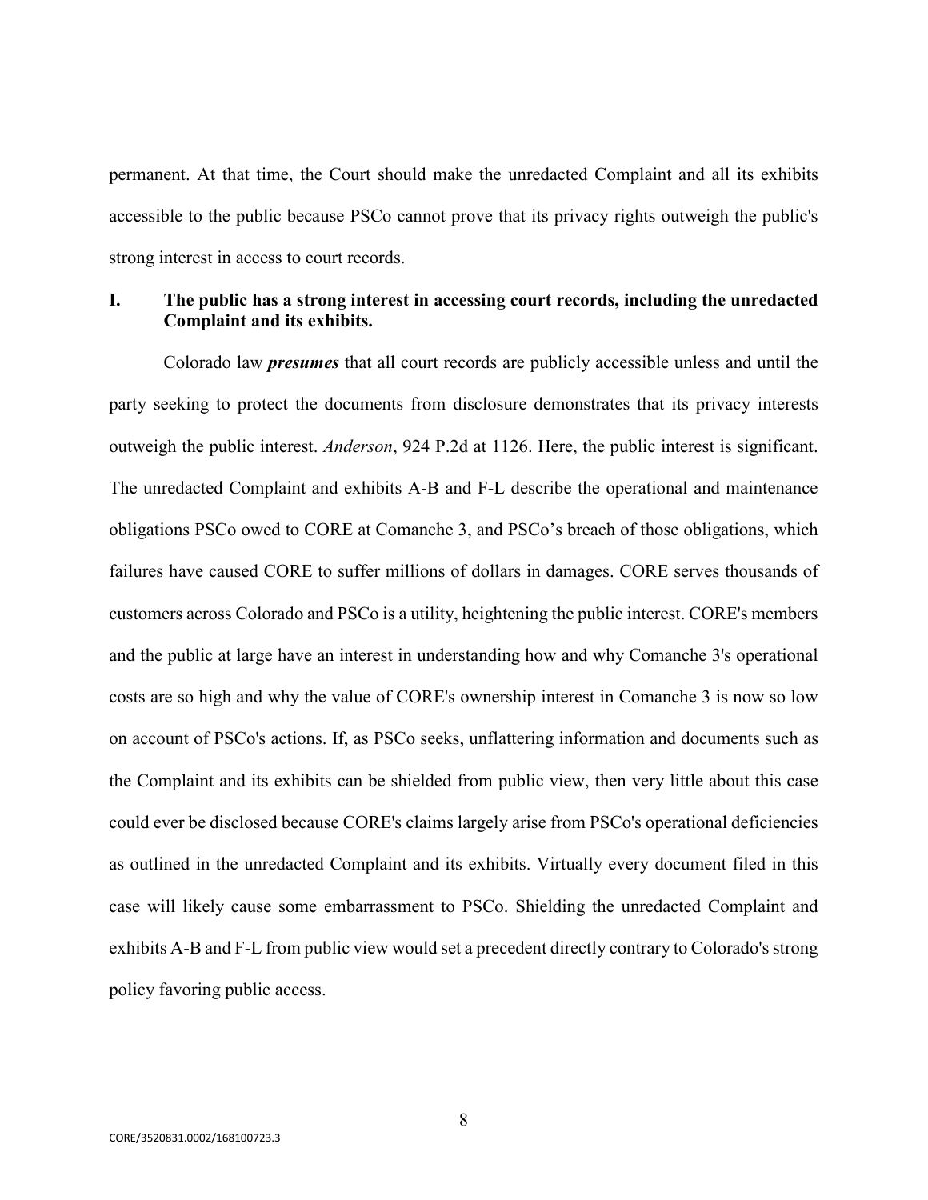permanent. At that time, the Court should make the unredacted Complaint and all its exhibits accessible to the public because PSCo cannot prove that its privacy rights outweigh the public's strong interest in access to court records.

## I. The public has a strong interest in accessing court records, including the unredacted Complaint and its exhibits.

Colorado law ***presumes*** that all court records are publicly accessible unless and until the party seeking to protect the documents from disclosure demonstrates that its privacy interests outweigh the public interest. *Anderson*, 924 P.2d at 1126. Here, the public interest is significant. The unredacted Complaint and exhibits A-B and F-L describe the operational and maintenance obligations PSCo owed to CORE at Comanche 3, and PSCo's breach of those obligations, which failures have caused CORE to suffer millions of dollars in damages. CORE serves thousands of customers across Colorado and PSCo is a utility, heightening the public interest. CORE's members and the public at large have an interest in understanding how and why Comanche 3's operational costs are so high and why the value of CORE's ownership interest in Comanche 3 is now so low on account of PSCo's actions. If, as PSCo seeks, unflattering information and documents such as the Complaint and its exhibits can be shielded from public view, then very little about this case could ever be disclosed because CORE's claims largely arise from PSCo's operational deficiencies as outlined in the unredacted Complaint and its exhibits. Virtually every document filed in this case will likely cause some embarrassment to PSCo. Shielding the unredacted Complaint and exhibits A-B and F-L from public view would set a precedent directly contrary to Colorado's strong policy favoring public access.

CORE/3520831.0002/168100723.3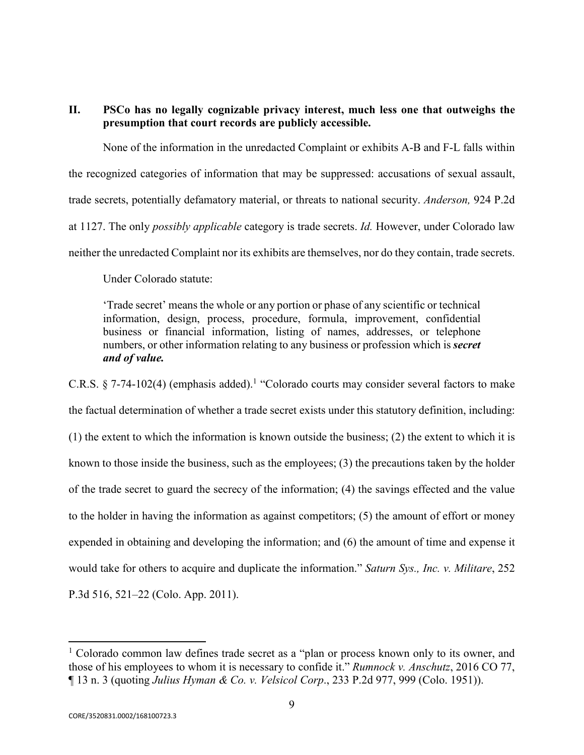## II. PSCo has no legally cognizable privacy interest, much less one that outweighs the presumption that court records are publicly accessible.

None of the information in the unredacted Complaint or exhibits A-B and F-L falls within the recognized categories of information that may be suppressed: accusations of sexual assault, trade secrets, potentially defamatory material, or threats to national security. *Anderson,* 924 P.2d at 1127. The only *possibly applicable* category is trade secrets. *Id.* However, under Colorado law neither the unredacted Complaint nor its exhibits are themselves, nor do they contain, trade secrets.

Under Colorado statute:

> 'Trade secret' means the whole or any portion or phase of any scientific or technical information, design, process, procedure, formula, improvement, confidential business or financial information, listing of names, addresses, or telephone numbers, or other information relating to any business or profession which is ***secret and of value.***

C.R.S. § 7-74-102(4) (emphasis added).[1] "Colorado courts may consider several factors to make the factual determination of whether a trade secret exists under this statutory definition, including: (1) the extent to which the information is known outside the business; (2) the extent to which it is known to those inside the business, such as the employees; (3) the precautions taken by the holder of the trade secret to guard the secrecy of the information; (4) the savings effected and the value to the holder in having the information as against competitors; (5) the amount of effort or money expended in obtaining and developing the information; and (6) the amount of time and expense it would take for others to acquire and duplicate the information." *Saturn Sys., Inc. v. Militare*, 252 P.3d 516, 521–22 (Colo. App. 2011).

---

[1] Colorado common law defines trade secret as a "plan or process known only to its owner, and those of his employees to whom it is necessary to confide it." *Rumnock v. Anschutz*, 2016 CO 77, ¶ 13 n. 3 (quoting *Julius Hyman & Co. v. Velsicol Corp*., 233 P.2d 977, 999 (Colo. 1951)).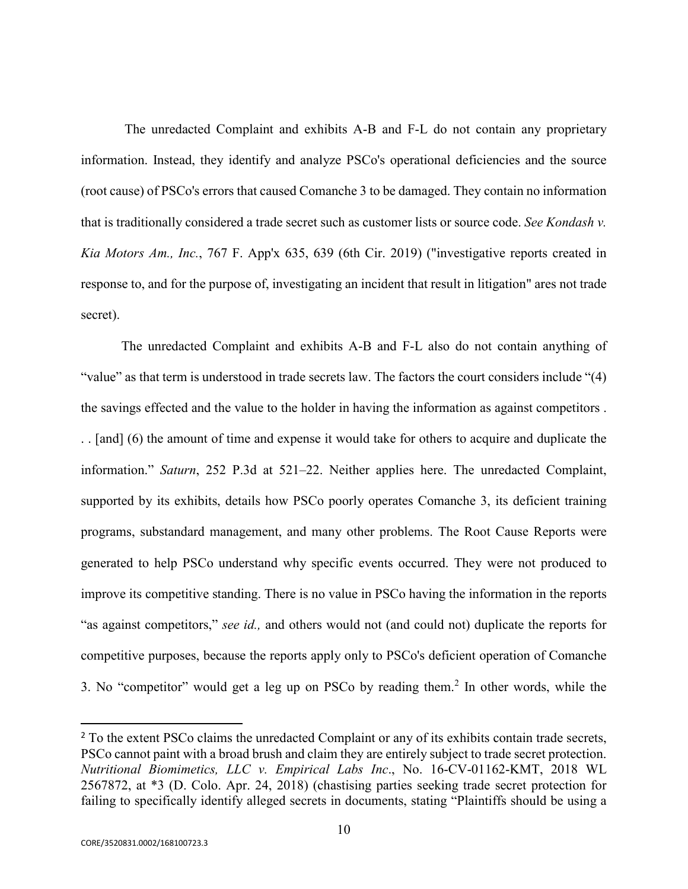The unredacted Complaint and exhibits A-B and F-L do not contain any proprietary information. Instead, they identify and analyze PSCo's operational deficiencies and the source (root cause) of PSCo's errors that caused Comanche 3 to be damaged. They contain no information that is traditionally considered a trade secret such as customer lists or source code. *See Kondash v. Kia Motors Am., Inc.*, 767 F. App'x 635, 639 (6th Cir. 2019) ("investigative reports created in response to, and for the purpose of, investigating an incident that result in litigation" ares not trade secret).

The unredacted Complaint and exhibits A-B and F-L also do not contain anything of "value" as that term is understood in trade secrets law. The factors the court considers include "(4) the savings effected and the value to the holder in having the information as against competitors . . . [and] (6) the amount of time and expense it would take for others to acquire and duplicate the information." *Saturn*, 252 P.3d at 521–22. Neither applies here. The unredacted Complaint, supported by its exhibits, details how PSCo poorly operates Comanche 3, its deficient training programs, substandard management, and many other problems. The Root Cause Reports were generated to help PSCo understand why specific events occurred. They were not produced to improve its competitive standing. There is no value in PSCo having the information in the reports "as against competitors," *see id.,* and others would not (and could not) duplicate the reports for competitive purposes, because the reports apply only to PSCo's deficient operation of Comanche 3. No "competitor" would get a leg up on PSCo by reading them.[2] In other words, while the

---

[2] To the extent PSCo claims the unredacted Complaint or any of its exhibits contain trade secrets, PSCo cannot paint with a broad brush and claim they are entirely subject to trade secret protection. *Nutritional Biomimetics, LLC v. Empirical Labs Inc*., No. 16-CV-01162-KMT, 2018 WL 2567872, at *3 (D. Colo. Apr. 24, 2018) (chastising parties seeking trade secret protection for failing to specifically identify alleged secrets in documents, stating "Plaintiffs should be using a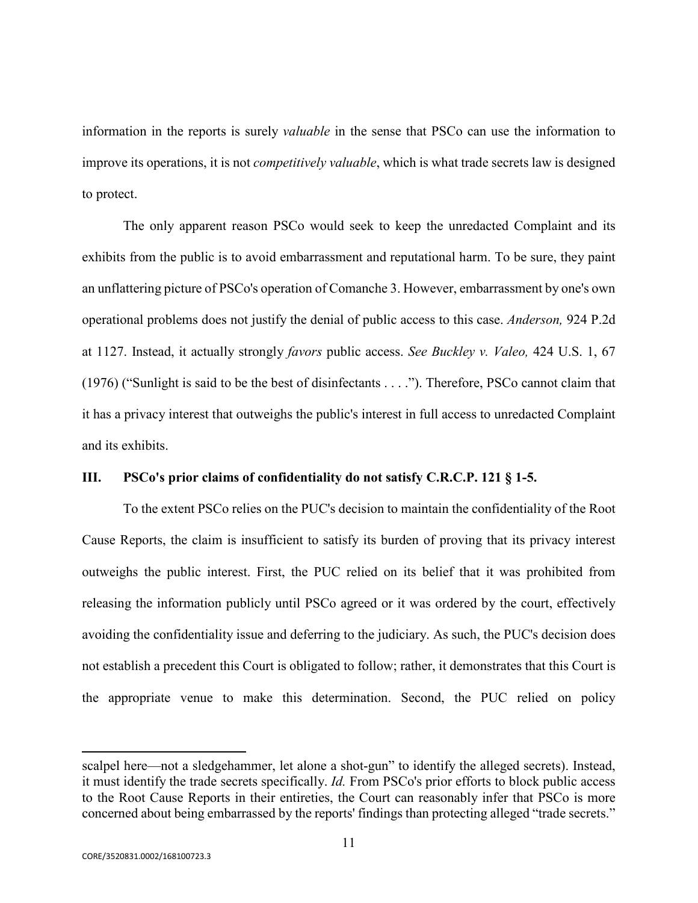information in the reports is surely *valuable* in the sense that PSCo can use the information to improve its operations, it is not *competitively valuable*, which is what trade secrets law is designed to protect.

The only apparent reason PSCo would seek to keep the unredacted Complaint and its exhibits from the public is to avoid embarrassment and reputational harm. To be sure, they paint an unflattering picture of PSCo's operation of Comanche 3. However, embarrassment by one's own operational problems does not justify the denial of public access to this case. *Anderson,* 924 P.2d at 1127. Instead, it actually strongly *favors* public access. *See Buckley v. Valeo,* 424 U.S. 1, 67 (1976) ("Sunlight is said to be the best of disinfectants . . . ."). Therefore, PSCo cannot claim that it has a privacy interest that outweighs the public's interest in full access to unredacted Complaint and its exhibits.

## III. PSCo's prior claims of confidentiality do not satisfy C.R.C.P. 121 § 1-5.

To the extent PSCo relies on the PUC's decision to maintain the confidentiality of the Root Cause Reports, the claim is insufficient to satisfy its burden of proving that its privacy interest outweighs the public interest. First, the PUC relied on its belief that it was prohibited from releasing the information publicly until PSCo agreed or it was ordered by the court, effectively avoiding the confidentiality issue and deferring to the judiciary. As such, the PUC's decision does not establish a precedent this Court is obligated to follow; rather, it demonstrates that this Court is the appropriate venue to make this determination. Second, the PUC relied on policy

---

scalpel here—not a sledgehammer, let alone a shot-gun" to identify the alleged secrets). Instead, it must identify the trade secrets specifically. *Id.* From PSCo's prior efforts to block public access to the Root Cause Reports in their entireties, the Court can reasonably infer that PSCo is more concerned about being embarrassed by the reports' findings than protecting alleged "trade secrets."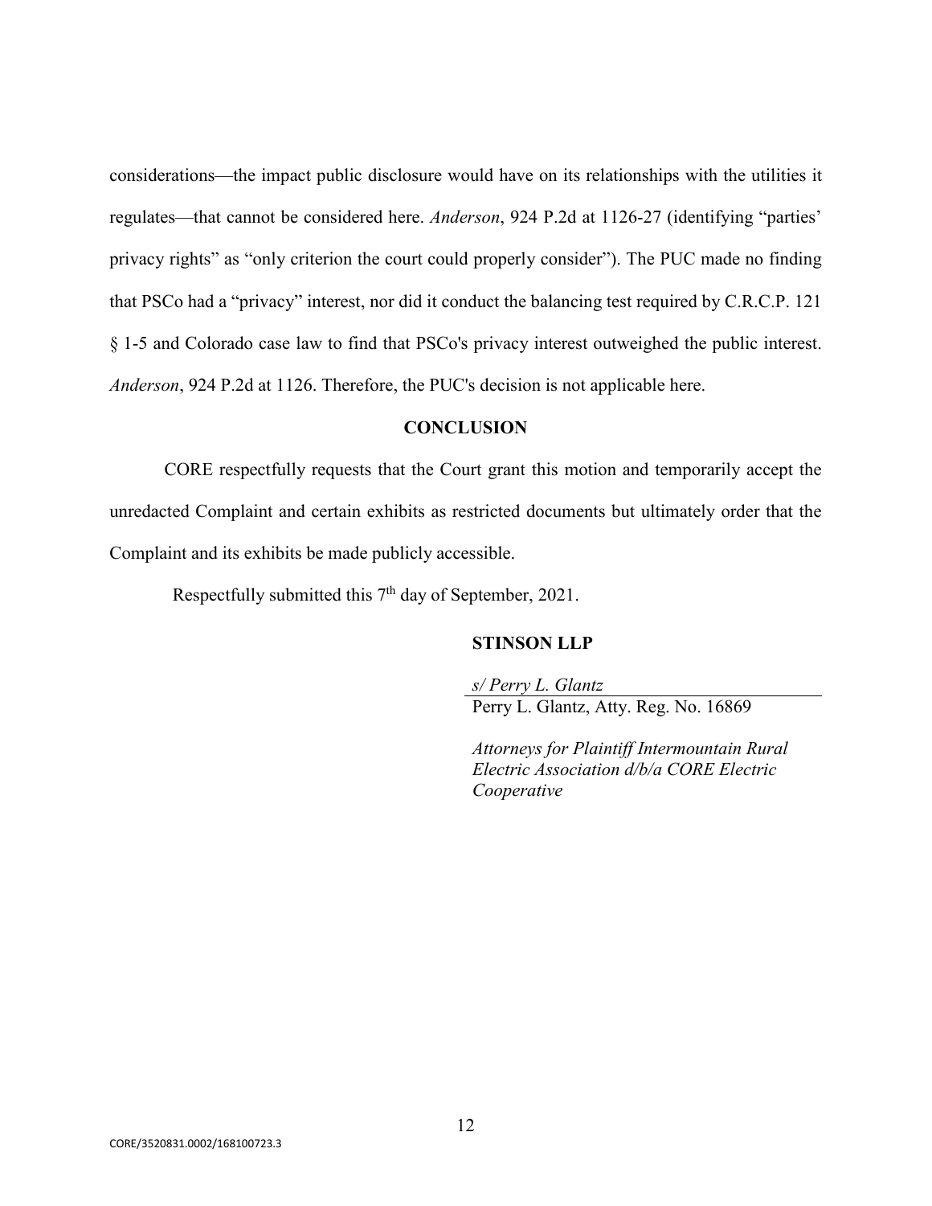considerations—the impact public disclosure would have on its relationships with the utilities it regulates—that cannot be considered here. *Anderson*, 924 P.2d at 1126-27 (identifying "parties' privacy rights" as "only criterion the court could properly consider"). The PUC made no finding that PSCo had a "privacy" interest, nor did it conduct the balancing test required by C.R.C.P. 121 § 1-5 and Colorado case law to find that PSCo's privacy interest outweighed the public interest. *Anderson*, 924 P.2d at 1126. Therefore, the PUC's decision is not applicable here.

## CONCLUSION

CORE respectfully requests that the Court grant this motion and temporarily accept the unredacted Complaint and certain exhibits as restricted documents but ultimately order that the Complaint and its exhibits be made publicly accessible.

Respectfully submitted this 7th day of September, 2021.

**STINSON LLP**

*s/ Perry L. Glantz*
Perry L. Glantz, Atty. Reg. No. 16869

*Attorneys for Plaintiff Intermountain Rural Electric Association d/b/a CORE Electric Cooperative*

CORE/3520831.0002/168100723.3